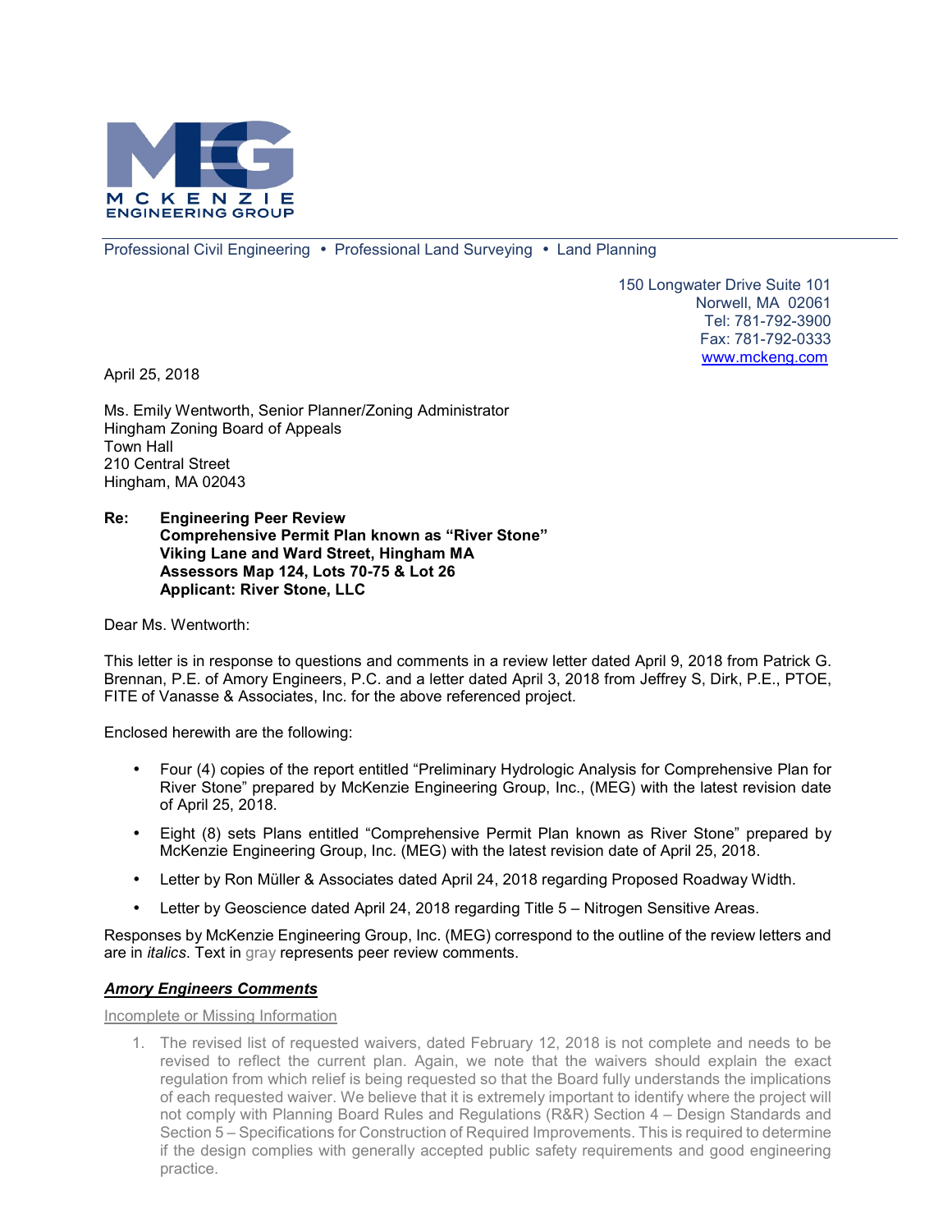MCKENZIE ENGINEERING GROUP

Professional Civil Engineering • Professional Land Surveying • Land Planning

150 Longwater Drive Suite 101
Norwell, MA 02061
Tel: 781-792-3900
Fax: 781-792-0333
www.mckeng.com

April 25, 2018

Ms. Emily Wentworth, Senior Planner/Zoning Administrator
Hingham Zoning Board of Appeals
Town Hall
210 Central Street
Hingham, MA 02043

**Re: Engineering Peer Review**
**Comprehensive Permit Plan known as "River Stone"**
**Viking Lane and Ward Street, Hingham MA**
**Assessors Map 124, Lots 70-75 & Lot 26**
**Applicant: River Stone, LLC**

Dear Ms. Wentworth:

This letter is in response to questions and comments in a review letter dated April 9, 2018 from Patrick G. Brennan, P.E. of Amory Engineers, P.C. and a letter dated April 3, 2018 from Jeffrey S, Dirk, P.E., PTOE, FITE of Vanasse & Associates, Inc. for the above referenced project.

Enclosed herewith are the following:

- Four (4) copies of the report entitled "Preliminary Hydrologic Analysis for Comprehensive Plan for River Stone" prepared by McKenzie Engineering Group, Inc., (MEG) with the latest revision date of April 25, 2018.
- Eight (8) sets Plans entitled "Comprehensive Permit Plan known as River Stone" prepared by McKenzie Engineering Group, Inc. (MEG) with the latest revision date of April 25, 2018.
- Letter by Ron Müller & Associates dated April 24, 2018 regarding Proposed Roadway Width.
- Letter by Geoscience dated April 24, 2018 regarding Title 5 – Nitrogen Sensitive Areas.

Responses by McKenzie Engineering Group, Inc. (MEG) correspond to the outline of the review letters and are in *italics*. Text in gray represents peer review comments.

***Amory Engineers Comments***

Incomplete or Missing Information

1. The revised list of requested waivers, dated February 12, 2018 is not complete and needs to be revised to reflect the current plan. Again, we note that the waivers should explain the exact regulation from which relief is being requested so that the Board fully understands the implications of each requested waiver. We believe that it is extremely important to identify where the project will not comply with Planning Board Rules and Regulations (R&R) Section 4 – Design Standards and Section 5 – Specifications for Construction of Required Improvements. This is required to determine if the design complies with generally accepted public safety requirements and good engineering practice.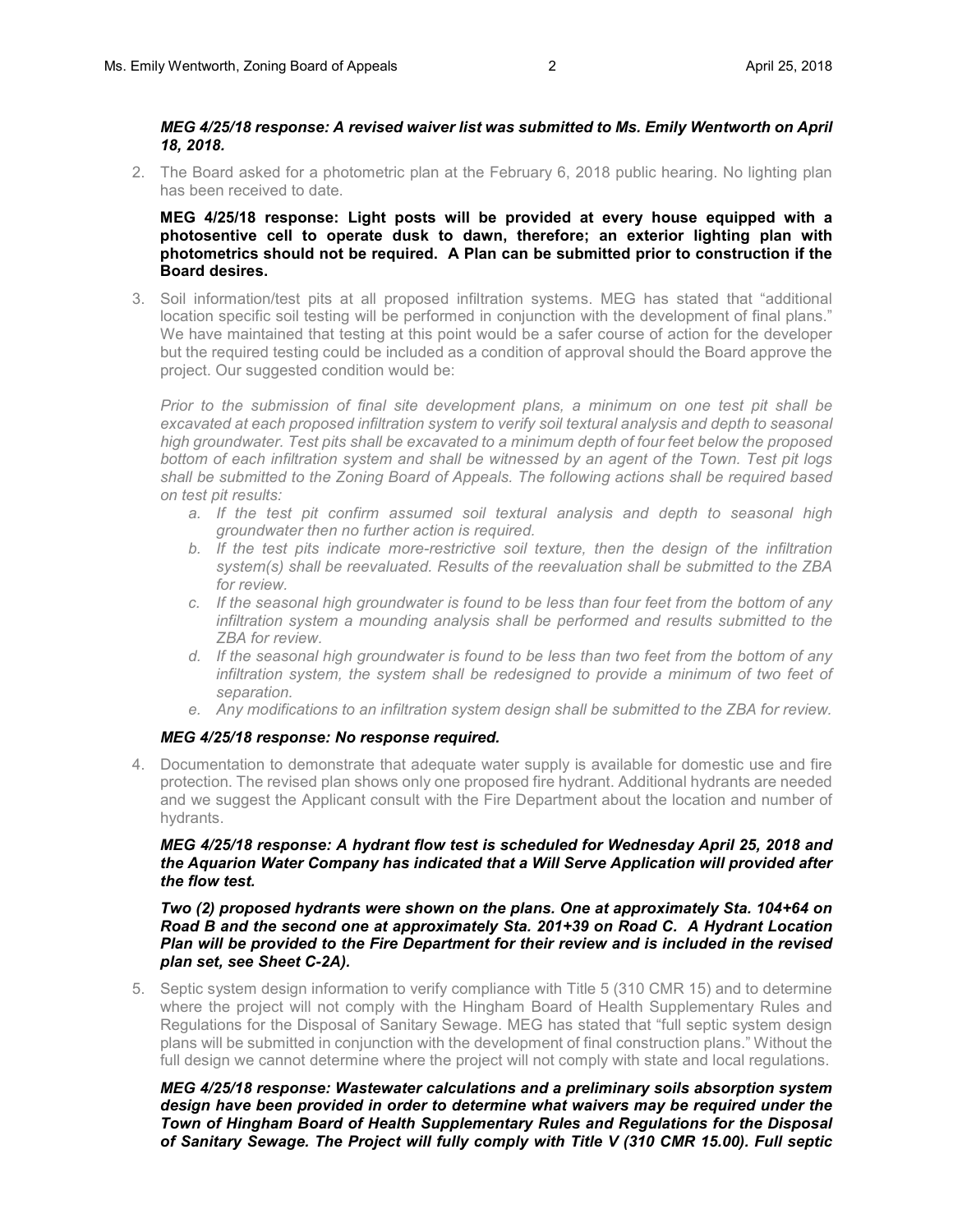***MEG 4/25/18 response: A revised waiver list was submitted to Ms. Emily Wentworth on April 18, 2018.***

2. The Board asked for a photometric plan at the February 6, 2018 public hearing. No lighting plan has been received to date.

   **MEG 4/25/18 response: Light posts will be provided at every house equipped with a photosentive cell to operate dusk to dawn, therefore; an exterior lighting plan with photometrics should not be required. A Plan can be submitted prior to construction if the Board desires.**

3. Soil information/test pits at all proposed infiltration systems. MEG has stated that "additional location specific soil testing will be performed in conjunction with the development of final plans." We have maintained that testing at this point would be a safer course of action for the developer but the required testing could be included as a condition of approval should the Board approve the project. Our suggested condition would be:

   *Prior to the submission of final site development plans, a minimum on one test pit shall be excavated at each proposed infiltration system to verify soil textural analysis and depth to seasonal high groundwater. Test pits shall be excavated to a minimum depth of four feet below the proposed bottom of each infiltration system and shall be witnessed by an agent of the Town. Test pit logs shall be submitted to the Zoning Board of Appeals. The following actions shall be required based on test pit results:*

   a. *If the test pit confirm assumed soil textural analysis and depth to seasonal high groundwater then no further action is required.*
   b. *If the test pits indicate more-restrictive soil texture, then the design of the infiltration system(s) shall be reevaluated. Results of the reevaluation shall be submitted to the ZBA for review.*
   c. *If the seasonal high groundwater is found to be less than four feet from the bottom of any infiltration system a mounding analysis shall be performed and results submitted to the ZBA for review.*
   d. *If the seasonal high groundwater is found to be less than two feet from the bottom of any infiltration system, the system shall be redesigned to provide a minimum of two feet of separation.*
   e. *Any modifications to an infiltration system design shall be submitted to the ZBA for review.*

   ***MEG 4/25/18 response: No response required.***

4. Documentation to demonstrate that adequate water supply is available for domestic use and fire protection. The revised plan shows only one proposed fire hydrant. Additional hydrants are needed and we suggest the Applicant consult with the Fire Department about the location and number of hydrants.

   ***MEG 4/25/18 response: A hydrant flow test is scheduled for Wednesday April 25, 2018 and the Aquarion Water Company has indicated that a Will Serve Application will provided after the flow test.***

   ***Two (2) proposed hydrants were shown on the plans. One at approximately Sta. 104+64 on Road B and the second one at approximately Sta. 201+39 on Road C. A Hydrant Location Plan will be provided to the Fire Department for their review and is included in the revised plan set, see Sheet C-2A).***

5. Septic system design information to verify compliance with Title 5 (310 CMR 15) and to determine where the project will not comply with the Hingham Board of Health Supplementary Rules and Regulations for the Disposal of Sanitary Sewage. MEG has stated that "full septic system design plans will be submitted in conjunction with the development of final construction plans." Without the full design we cannot determine where the project will not comply with state and local regulations.

   ***MEG 4/25/18 response: Wastewater calculations and a preliminary soils absorption system design have been provided in order to determine what waivers may be required under the Town of Hingham Board of Health Supplementary Rules and Regulations for the Disposal of Sanitary Sewage. The Project will fully comply with Title V (310 CMR 15.00). Full septic***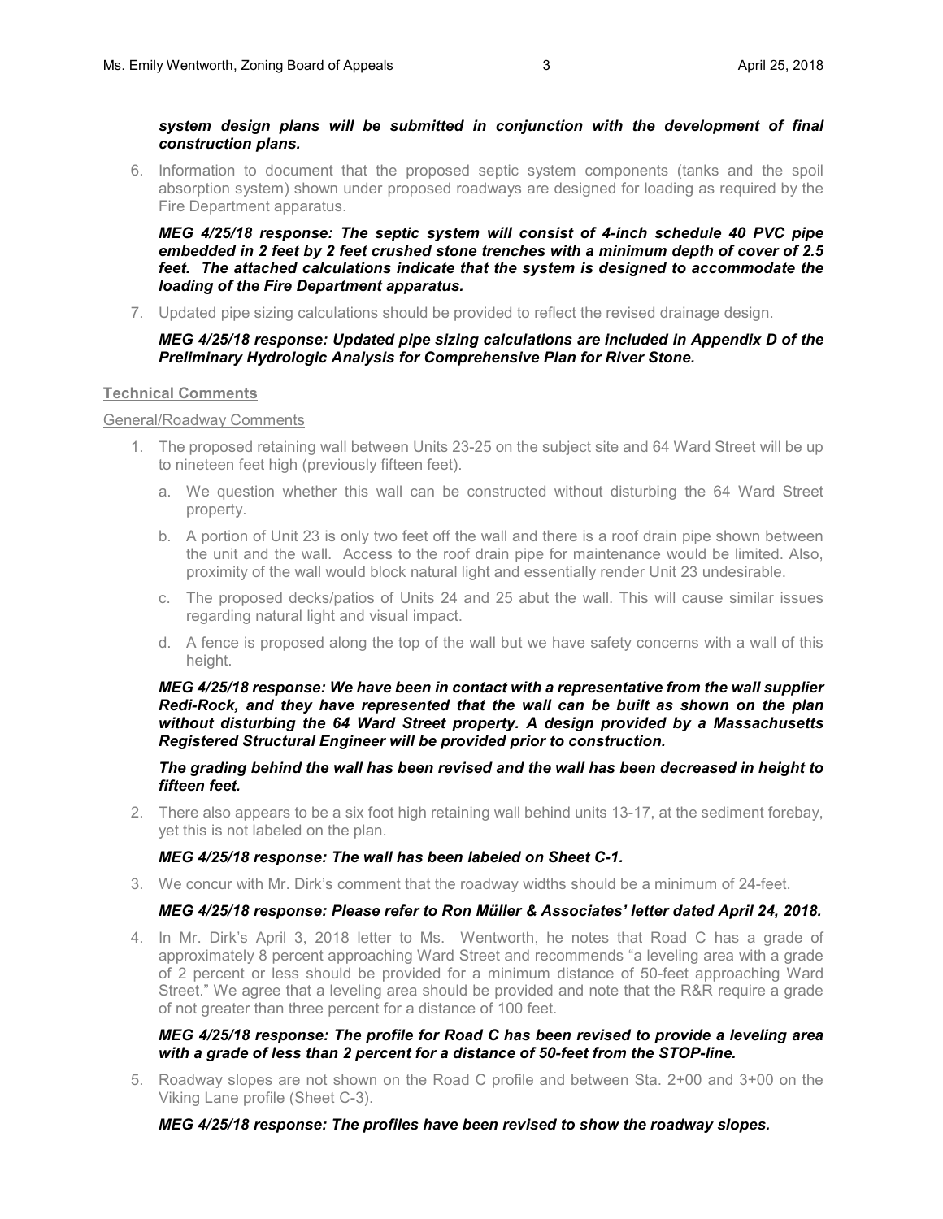***system design plans will be submitted in conjunction with the development of final construction plans.***

6. Information to document that the proposed septic system components (tanks and the spoil absorption system) shown under proposed roadways are designed for loading as required by the Fire Department apparatus.

   ***MEG 4/25/18 response: The septic system will consist of 4-inch schedule 40 PVC pipe embedded in 2 feet by 2 feet crushed stone trenches with a minimum depth of cover of 2.5 feet. The attached calculations indicate that the system is designed to accommodate the loading of the Fire Department apparatus.***

7. Updated pipe sizing calculations should be provided to reflect the revised drainage design.

   ***MEG 4/25/18 response: Updated pipe sizing calculations are included in Appendix D of the Preliminary Hydrologic Analysis for Comprehensive Plan for River Stone.***

**Technical Comments**

General/Roadway Comments

1. The proposed retaining wall between Units 23-25 on the subject site and 64 Ward Street will be up to nineteen feet high (previously fifteen feet).
   a. We question whether this wall can be constructed without disturbing the 64 Ward Street property.
   b. A portion of Unit 23 is only two feet off the wall and there is a roof drain pipe shown between the unit and the wall. Access to the roof drain pipe for maintenance would be limited. Also, proximity of the wall would block natural light and essentially render Unit 23 undesirable.
   c. The proposed decks/patios of Units 24 and 25 abut the wall. This will cause similar issues regarding natural light and visual impact.
   d. A fence is proposed along the top of the wall but we have safety concerns with a wall of this height.

   ***MEG 4/25/18 response: We have been in contact with a representative from the wall supplier Redi-Rock, and they have represented that the wall can be built as shown on the plan without disturbing the 64 Ward Street property. A design provided by a Massachusetts Registered Structural Engineer will be provided prior to construction.***

   ***The grading behind the wall has been revised and the wall has been decreased in height to fifteen feet.***

2. There also appears to be a six foot high retaining wall behind units 13-17, at the sediment forebay, yet this is not labeled on the plan.

   ***MEG 4/25/18 response: The wall has been labeled on Sheet C-1.***

3. We concur with Mr. Dirk's comment that the roadway widths should be a minimum of 24-feet.

   ***MEG 4/25/18 response: Please refer to Ron Müller & Associates' letter dated April 24, 2018.***

4. In Mr. Dirk's April 3, 2018 letter to Ms. Wentworth, he notes that Road C has a grade of approximately 8 percent approaching Ward Street and recommends "a leveling area with a grade of 2 percent or less should be provided for a minimum distance of 50-feet approaching Ward Street." We agree that a leveling area should be provided and note that the R&R require a grade of not greater than three percent for a distance of 100 feet.

   ***MEG 4/25/18 response: The profile for Road C has been revised to provide a leveling area with a grade of less than 2 percent for a distance of 50-feet from the STOP-line.***

5. Roadway slopes are not shown on the Road C profile and between Sta. 2+00 and 3+00 on the Viking Lane profile (Sheet C-3).

   ***MEG 4/25/18 response: The profiles have been revised to show the roadway slopes.***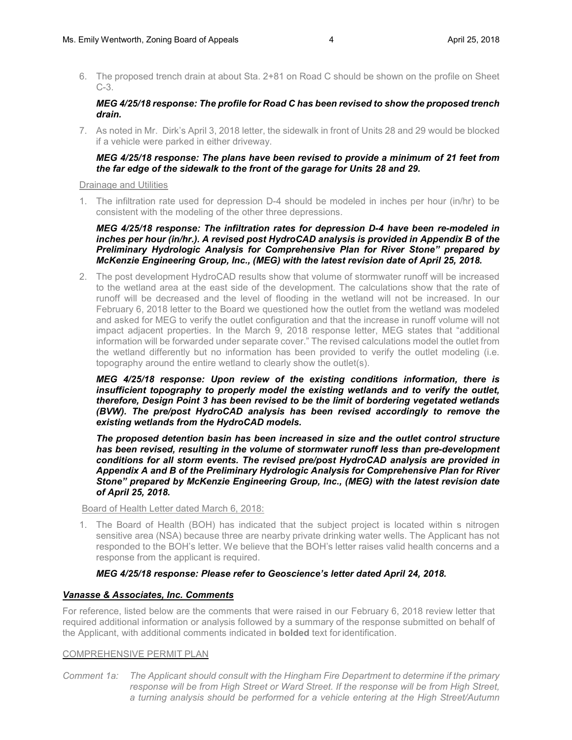6. The proposed trench drain at about Sta. 2+81 on Road C should be shown on the profile on Sheet C-3.

   ***MEG 4/25/18 response: The profile for Road C has been revised to show the proposed trench drain.***

7. As noted in Mr. Dirk's April 3, 2018 letter, the sidewalk in front of Units 28 and 29 would be blocked if a vehicle were parked in either driveway.

   ***MEG 4/25/18 response: The plans have been revised to provide a minimum of 21 feet from the far edge of the sidewalk to the front of the garage for Units 28 and 29.***

Drainage and Utilities

1. The infiltration rate used for depression D-4 should be modeled in inches per hour (in/hr) to be consistent with the modeling of the other three depressions.

   ***MEG 4/25/18 response: The infiltration rates for depression D-4 have been re-modeled in inches per hour (in/hr.). A revised post HydroCAD analysis is provided in Appendix B of the Preliminary Hydrologic Analysis for Comprehensive Plan for River Stone" prepared by McKenzie Engineering Group, Inc., (MEG) with the latest revision date of April 25, 2018.***

2. The post development HydroCAD results show that volume of stormwater runoff will be increased to the wetland area at the east side of the development. The calculations show that the rate of runoff will be decreased and the level of flooding in the wetland will not be increased. In our February 6, 2018 letter to the Board we questioned how the outlet from the wetland was modeled and asked for MEG to verify the outlet configuration and that the increase in runoff volume will not impact adjacent properties. In the March 9, 2018 response letter, MEG states that "additional information will be forwarded under separate cover." The revised calculations model the outlet from the wetland differently but no information has been provided to verify the outlet modeling (i.e. topography around the entire wetland to clearly show the outlet(s).

   ***MEG 4/25/18 response: Upon review of the existing conditions information, there is insufficient topography to properly model the existing wetlands and to verify the outlet, therefore, Design Point 3 has been revised to be the limit of bordering vegetated wetlands (BVW). The pre/post HydroCAD analysis has been revised accordingly to remove the existing wetlands from the HydroCAD models.***

   ***The proposed detention basin has been increased in size and the outlet control structure has been revised, resulting in the volume of stormwater runoff less than pre-development conditions for all storm events. The revised pre/post HydroCAD analysis are provided in Appendix A and B of the Preliminary Hydrologic Analysis for Comprehensive Plan for River Stone" prepared by McKenzie Engineering Group, Inc., (MEG) with the latest revision date of April 25, 2018.***

Board of Health Letter dated March 6, 2018:

1. The Board of Health (BOH) has indicated that the subject project is located within s nitrogen sensitive area (NSA) because three are nearby private drinking water wells. The Applicant has not responded to the BOH's letter. We believe that the BOH's letter raises valid health concerns and a response from the applicant is required.

   ***MEG 4/25/18 response: Please refer to Geoscience's letter dated April 24, 2018.***

### ***Vanasse & Associates, Inc. Comments***

For reference, listed below are the comments that were raised in our February 6, 2018 review letter that required additional information or analysis followed by a summary of the response submitted on behalf of the Applicant, with additional comments indicated in **bolded** text for identification.

COMPREHENSIVE PERMIT PLAN

*Comment 1a: The Applicant should consult with the Hingham Fire Department to determine if the primary response will be from High Street or Ward Street. If the response will be from High Street, a turning analysis should be performed for a vehicle entering at the High Street/Autumn*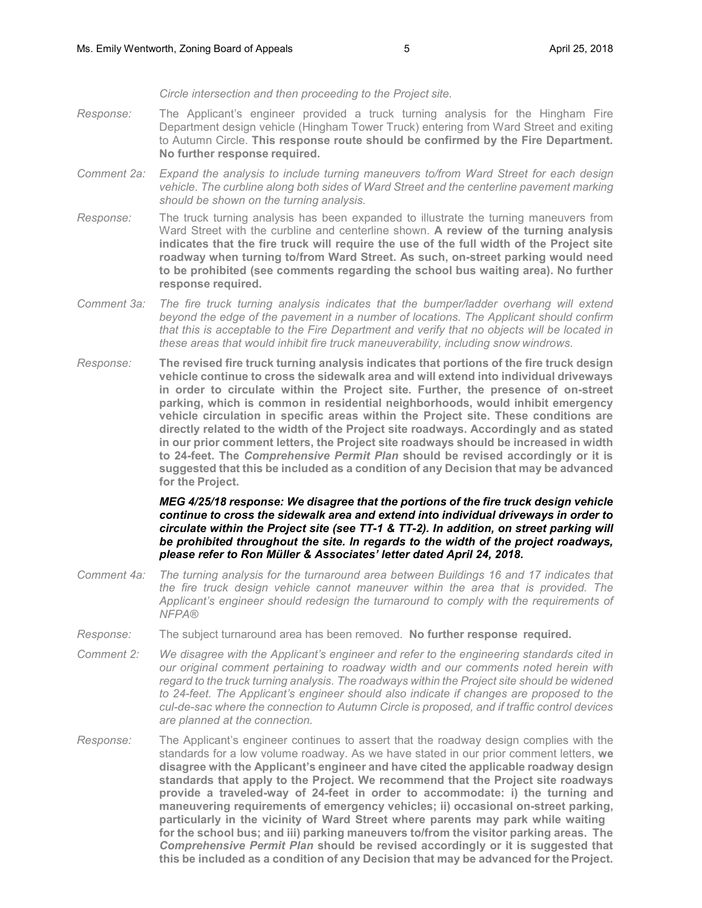*Circle intersection and then proceeding to the Project site.*

*Response:* The Applicant's engineer provided a truck turning analysis for the Hingham Fire Department design vehicle (Hingham Tower Truck) entering from Ward Street and exiting to Autumn Circle. **This response route should be confirmed by the Fire Department. No further response required.**

*Comment 2a:* *Expand the analysis to include turning maneuvers to/from Ward Street for each design vehicle. The curbline along both sides of Ward Street and the centerline pavement marking should be shown on the turning analysis.*

*Response:* The truck turning analysis has been expanded to illustrate the turning maneuvers from Ward Street with the curbline and centerline shown. **A review of the turning analysis indicates that the fire truck will require the use of the full width of the Project site roadway when turning to/from Ward Street. As such, on-street parking would need to be prohibited (see comments regarding the school bus waiting area). No further response required.**

*Comment 3a:* *The fire truck turning analysis indicates that the bumper/ladder overhang will extend beyond the edge of the pavement in a number of locations. The Applicant should confirm that this is acceptable to the Fire Department and verify that no objects will be located in these areas that would inhibit fire truck maneuverability, including snow windrows.*

*Response:* **The revised fire truck turning analysis indicates that portions of the fire truck design vehicle continue to cross the sidewalk area and will extend into individual driveways in order to circulate within the Project site. Further, the presence of on-street parking, which is common in residential neighborhoods, would inhibit emergency vehicle circulation in specific areas within the Project site. These conditions are directly related to the width of the Project site roadways. Accordingly and as stated in our prior comment letters, the Project site roadways should be increased in width to 24-feet. The *Comprehensive Permit Plan* should be revised accordingly or it is suggested that this be included as a condition of any Decision that may be advanced for the Project.**

***MEG 4/25/18 response: We disagree that the portions of the fire truck design vehicle continue to cross the sidewalk area and extend into individual driveways in order to circulate within the Project site (see TT-1 & TT-2). In addition, on street parking will be prohibited throughout the site. In regards to the width of the project roadways, please refer to Ron Müller & Associates' letter dated April 24, 2018.***

*Comment 4a:* *The turning analysis for the turnaround area between Buildings 16 and 17 indicates that the fire truck design vehicle cannot maneuver within the area that is provided. The Applicant's engineer should redesign the turnaround to comply with the requirements of NFPA®*

*Response:* The subject turnaround area has been removed. **No further response required.**

*Comment 2:* *We disagree with the Applicant's engineer and refer to the engineering standards cited in our original comment pertaining to roadway width and our comments noted herein with regard to the truck turning analysis. The roadways within the Project site should be widened to 24-feet. The Applicant's engineer should also indicate if changes are proposed to the cul-de-sac where the connection to Autumn Circle is proposed, and if traffic control devices are planned at the connection.*

*Response:* The Applicant's engineer continues to assert that the roadway design complies with the standards for a low volume roadway. As we have stated in our prior comment letters, **we disagree with the Applicant's engineer and have cited the applicable roadway design standards that apply to the Project. We recommend that the Project site roadways provide a traveled-way of 24-feet in order to accommodate: i) the turning and maneuvering requirements of emergency vehicles; ii) occasional on-street parking, particularly in the vicinity of Ward Street where parents may park while waiting for the school bus; and iii) parking maneuvers to/from the visitor parking areas. The *Comprehensive Permit Plan* should be revised accordingly or it is suggested that this be included as a condition of any Decision that may be advanced for the Project.**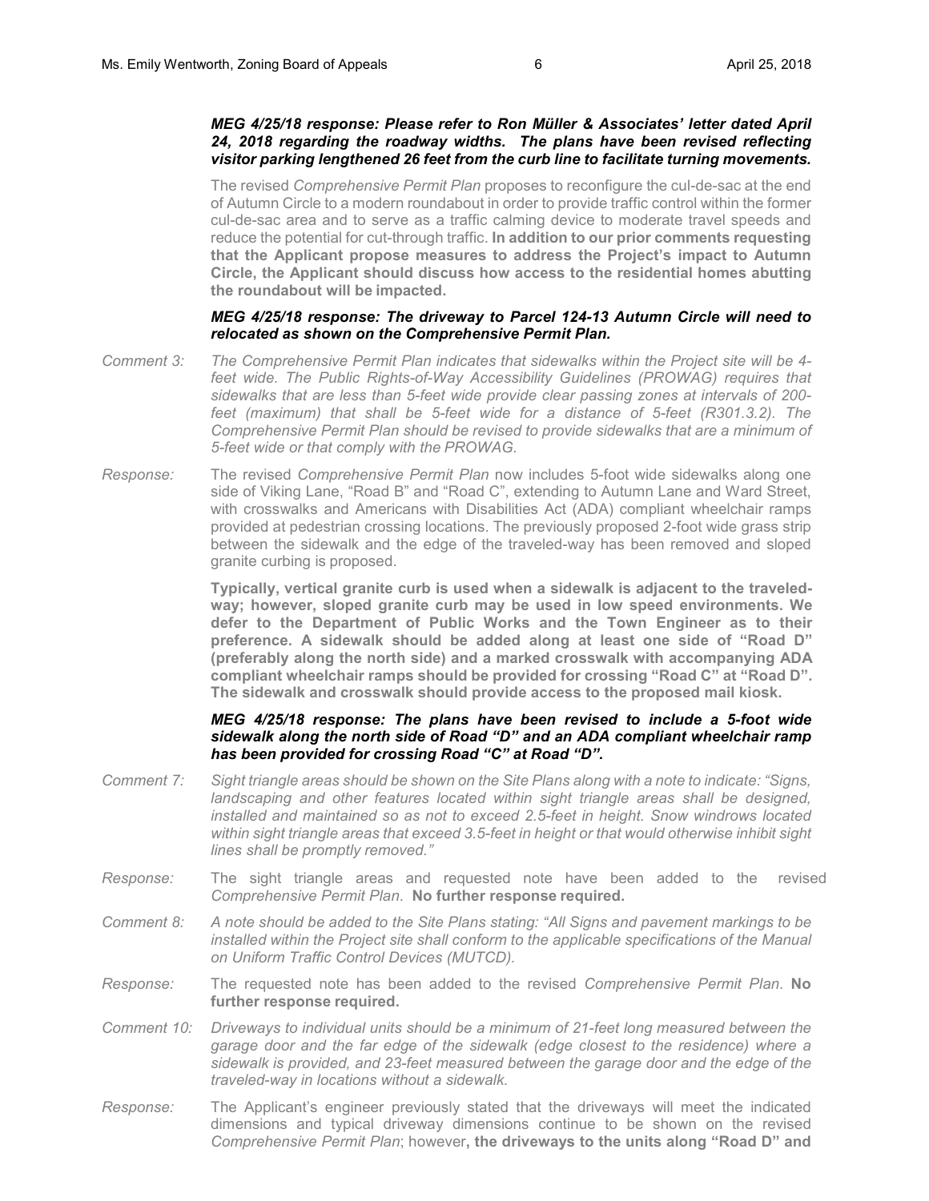***MEG 4/25/18 response: Please refer to Ron Müller & Associates' letter dated April 24, 2018 regarding the roadway widths. The plans have been revised reflecting visitor parking lengthened 26 feet from the curb line to facilitate turning movements.***

The revised *Comprehensive Permit Plan* proposes to reconfigure the cul-de-sac at the end of Autumn Circle to a modern roundabout in order to provide traffic control within the former cul-de-sac area and to serve as a traffic calming device to moderate travel speeds and reduce the potential for cut-through traffic. **In addition to our prior comments requesting that the Applicant propose measures to address the Project's impact to Autumn Circle, the Applicant should discuss how access to the residential homes abutting the roundabout will be impacted.**

***MEG 4/25/18 response: The driveway to Parcel 124-13 Autumn Circle will need to relocated as shown on the Comprehensive Permit Plan.***

*Comment 3:* *The Comprehensive Permit Plan indicates that sidewalks within the Project site will be 4-feet wide. The Public Rights-of-Way Accessibility Guidelines (PROWAG) requires that sidewalks that are less than 5-feet wide provide clear passing zones at intervals of 200-feet (maximum) that shall be 5-feet wide for a distance of 5-feet (R301.3.2). The Comprehensive Permit Plan should be revised to provide sidewalks that are a minimum of 5-feet wide or that comply with the PROWAG.*

*Response:* The revised *Comprehensive Permit Plan* now includes 5-foot wide sidewalks along one side of Viking Lane, "Road B" and "Road C", extending to Autumn Lane and Ward Street, with crosswalks and Americans with Disabilities Act (ADA) compliant wheelchair ramps provided at pedestrian crossing locations. The previously proposed 2-foot wide grass strip between the sidewalk and the edge of the traveled-way has been removed and sloped granite curbing is proposed.

**Typically, vertical granite curb is used when a sidewalk is adjacent to the traveled-way; however, sloped granite curb may be used in low speed environments. We defer to the Department of Public Works and the Town Engineer as to their preference. A sidewalk should be added along at least one side of "Road D" (preferably along the north side) and a marked crosswalk with accompanying ADA compliant wheelchair ramps should be provided for crossing "Road C" at "Road D". The sidewalk and crosswalk should provide access to the proposed mail kiosk.**

***MEG 4/25/18 response: The plans have been revised to include a 5-foot wide sidewalk along the north side of Road "D" and an ADA compliant wheelchair ramp has been provided for crossing Road "C" at Road "D".***

*Comment 7:* *Sight triangle areas should be shown on the Site Plans along with a note to indicate: "Signs, landscaping and other features located within sight triangle areas shall be designed, installed and maintained so as not to exceed 2.5-feet in height. Snow windrows located within sight triangle areas that exceed 3.5-feet in height or that would otherwise inhibit sight lines shall be promptly removed."*

*Response:* The sight triangle areas and requested note have been added to the revised *Comprehensive Permit Plan*. **No further response required.**

*Comment 8:* *A note should be added to the Site Plans stating: "All Signs and pavement markings to be installed within the Project site shall conform to the applicable specifications of the Manual on Uniform Traffic Control Devices (MUTCD).*

*Response:* The requested note has been added to the revised *Comprehensive Permit Plan*. **No further response required.**

*Comment 10:* *Driveways to individual units should be a minimum of 21-feet long measured between the garage door and the far edge of the sidewalk (edge closest to the residence) where a sidewalk is provided, and 23-feet measured between the garage door and the edge of the traveled-way in locations without a sidewalk.*

*Response:* The Applicant's engineer previously stated that the driveways will meet the indicated dimensions and typical driveway dimensions continue to be shown on the revised *Comprehensive Permit Plan*; however**, the driveways to the units along "Road D" and**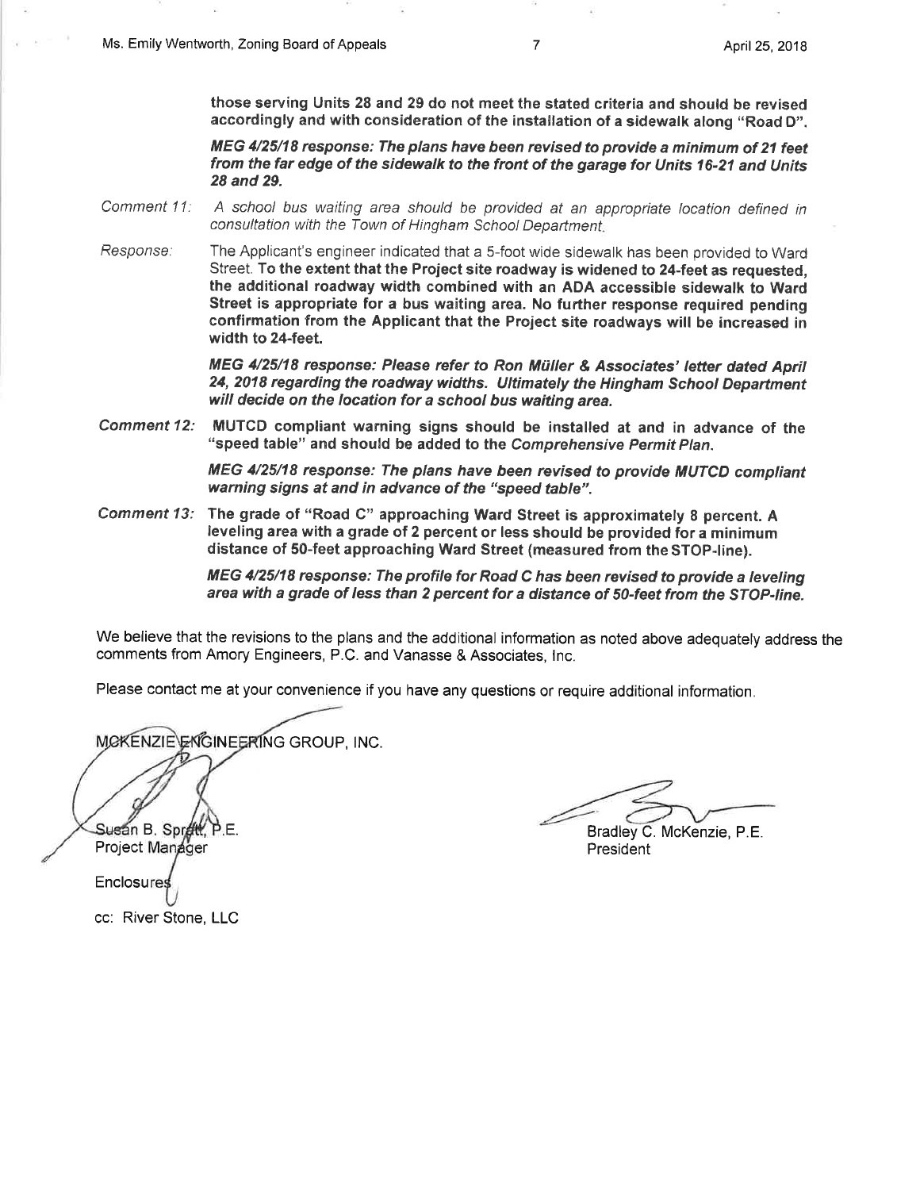those serving Units 28 and 29 do not meet the stated criteria and should be revised accordingly and with consideration of the installation of a sidewalk along "Road D".

***MEG 4/25/18 response: The plans have been revised to provide a minimum of 21 feet from the far edge of the sidewalk to the front of the garage for Units 16-21 and Units 28 and 29.***

*Comment 11:* *A school bus waiting area should be provided at an appropriate location defined in consultation with the Town of Hingham School Department.*

*Response:* The Applicant's engineer indicated that a 5-foot wide sidewalk has been provided to Ward Street. **To the extent that the Project site roadway is widened to 24-feet as requested, the additional roadway width combined with an ADA accessible sidewalk to Ward Street is appropriate for a bus waiting area. No further response required pending confirmation from the Applicant that the Project site roadways will be increased in width to 24-feet.**

***MEG 4/25/18 response: Please refer to Ron Müller & Associates' letter dated April 24, 2018 regarding the roadway widths. Ultimately the Hingham School Department will decide on the location for a school bus waiting area.***

***Comment 12:*** **MUTCD compliant warning signs should be installed at and in advance of the "speed table" and should be added to the *Comprehensive Permit Plan.***

***MEG 4/25/18 response: The plans have been revised to provide MUTCD compliant warning signs at and in advance of the "speed table".***

***Comment 13:*** **The grade of "Road C" approaching Ward Street is approximately 8 percent. A leveling area with a grade of 2 percent or less should be provided for a minimum distance of 50-feet approaching Ward Street (measured from the STOP-line).**

***MEG 4/25/18 response: The profile for Road C has been revised to provide a leveling area with a grade of less than 2 percent for a distance of 50-feet from the STOP-line.***

We believe that the revisions to the plans and the additional information as noted above adequately address the comments from Amory Engineers, P.C. and Vanasse & Associates, Inc.

Please contact me at your convenience if you have any questions or require additional information.

MCKENZIE ENGINEERING GROUP, INC.

Susan B. Spratt, P.E.
Project Manager

Bradley C. McKenzie, P.E.
President

Enclosures

cc: River Stone, LLC